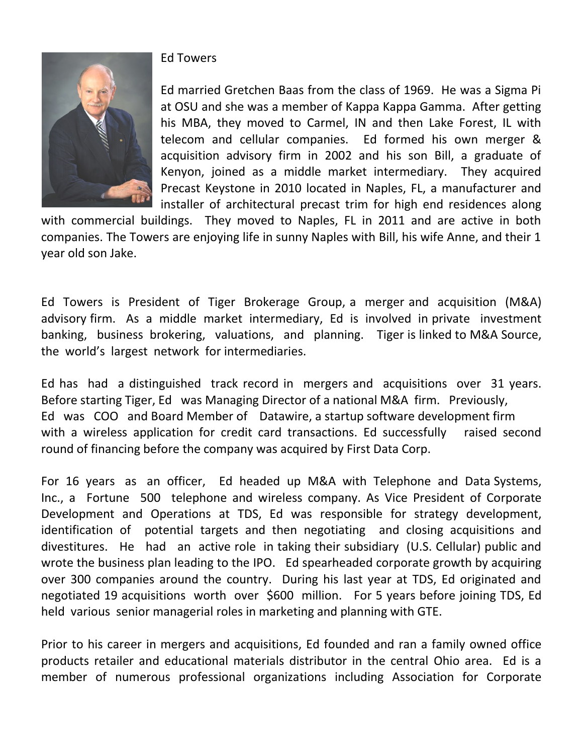Ed Towers

Ed married Gretchen Baas from the class of 1969. He was a Sigma Pi at OSU and she was a member of Kappa Kappa Gamma. After getting his MBA, they moved to Carmel, IN and then Lake Forest, IL with telecom and cellular companies. Ed formed his own merger & acquisition advisory firm in 2002 and his son Bill, a graduate of Kenyon, joined as a middle market intermediary. They acquired Precast Keystone in 2010 located in Naples, FL, a manufacturer and installer of architectural precast trim for high end residences along with commercial buildings. They moved to Naples, FL in 2011 and are active in both companies. The Towers are enjoying life in sunny Naples with Bill, his wife Anne, and their 1 year old son Jake.

Ed Towers is President of Tiger Brokerage Group, a merger and acquisition (M&A) advisory firm. As a middle market intermediary, Ed is involved in private investment banking, business brokering, valuations, and planning. Tiger is linked to M&A Source, the world's largest network for intermediaries.

Ed has had a distinguished track record in mergers and acquisitions over 31 years. Before starting Tiger, Ed was Managing Director of a national M&A firm. Previously, Ed was COO and Board Member of Datawire, a startup software development firm with a wireless application for credit card transactions. Ed successfully raised second round of financing before the company was acquired by First Data Corp.

For 16 years as an officer, Ed headed up M&A with Telephone and Data Systems, Inc., a Fortune 500 telephone and wireless company. As Vice President of Corporate Development and Operations at TDS, Ed was responsible for strategy development, identification of potential targets and then negotiating and closing acquisitions and divestitures. He had an active role in taking their subsidiary (U.S. Cellular) public and wrote the business plan leading to the IPO. Ed spearheaded corporate growth by acquiring over 300 companies around the country. During his last year at TDS, Ed originated and negotiated 19 acquisitions worth over $600 million. For 5 years before joining TDS, Ed held various senior managerial roles in marketing and planning with GTE.

Prior to his career in mergers and acquisitions, Ed founded and ran a family owned office products retailer and educational materials distributor in the central Ohio area. Ed is a member of numerous professional organizations including Association for Corporate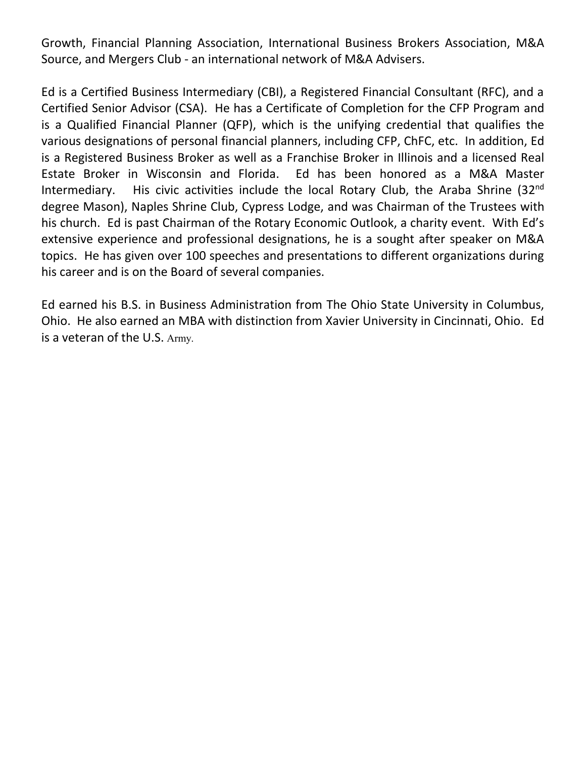Growth, Financial Planning Association, International Business Brokers Association, M&A Source, and Mergers Club - an international network of M&A Advisers.

Ed is a Certified Business Intermediary (CBI), a Registered Financial Consultant (RFC), and a Certified Senior Advisor (CSA). He has a Certificate of Completion for the CFP Program and is a Qualified Financial Planner (QFP), which is the unifying credential that qualifies the various designations of personal financial planners, including CFP, ChFC, etc. In addition, Ed is a Registered Business Broker as well as a Franchise Broker in Illinois and a licensed Real Estate Broker in Wisconsin and Florida. Ed has been honored as a M&A Master Intermediary. His civic activities include the local Rotary Club, the Araba Shrine (32nd degree Mason), Naples Shrine Club, Cypress Lodge, and was Chairman of the Trustees with his church. Ed is past Chairman of the Rotary Economic Outlook, a charity event. With Ed's extensive experience and professional designations, he is a sought after speaker on M&A topics. He has given over 100 speeches and presentations to different organizations during his career and is on the Board of several companies.

Ed earned his B.S. in Business Administration from The Ohio State University in Columbus, Ohio. He also earned an MBA with distinction from Xavier University in Cincinnati, Ohio. Ed is a veteran of the U.S. Army.